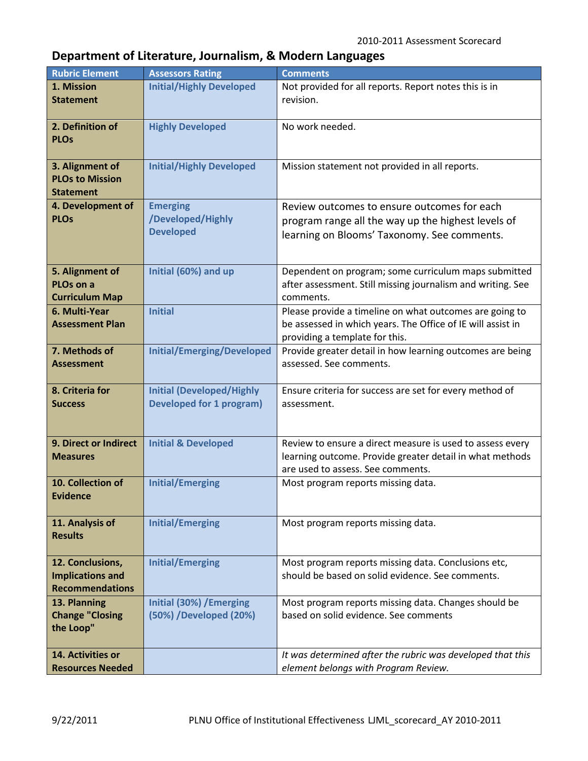2010-2011 Assessment Scorecard

# Department of Literature, Journalism, & Modern Languages

| Rubric Element | Assessors Rating | Comments |
|---|---|---|
| **1. Mission Statement** | **Initial/Highly Developed** | Not provided for all reports. Report notes this is in revision. |
| **2. Definition of PLOs** | **Highly Developed** | No work needed. |
| **3. Alignment of PLOs to Mission Statement** | **Initial/Highly Developed** | Mission statement not provided in all reports. |
| **4. Development of PLOs** | **Emerging /Developed/Highly Developed** | Review outcomes to ensure outcomes for each program range all the way up the highest levels of learning on Blooms' Taxonomy. See comments. |
| **5. Alignment of PLOs on a Curriculum Map** | **Initial (60%) and up** | Dependent on program; some curriculum maps submitted after assessment. Still missing journalism and writing. See comments. |
| **6. Multi-Year Assessment Plan** | **Initial** | Please provide a timeline on what outcomes are going to be assessed in which years. The Office of IE will assist in providing a template for this. |
| **7. Methods of Assessment** | **Initial/Emerging/Developed** | Provide greater detail in how learning outcomes are being assessed. See comments. |
| **8. Criteria for Success** | **Initial (Developed/Highly Developed for 1 program)** | Ensure criteria for success are set for every method of assessment. |
| **9. Direct or Indirect Measures** | **Initial & Developed** | Review to ensure a direct measure is used to assess every learning outcome. Provide greater detail in what methods are used to assess. See comments. |
| **10. Collection of Evidence** | **Initial/Emerging** | Most program reports missing data. |
| **11. Analysis of Results** | **Initial/Emerging** | Most program reports missing data. |
| **12. Conclusions, Implications and Recommendations** | **Initial/Emerging** | Most program reports missing data. Conclusions etc, should be based on solid evidence. See comments. |
| **13. Planning Change "Closing the Loop"** | **Initial (30%) /Emerging (50%) /Developed (20%)** | Most program reports missing data. Changes should be based on solid evidence. See comments |
| **14. Activities or Resources Needed** | | *It was determined after the rubric was developed that this element belongs with Program Review.* |

9/22/2011 PLNU Office of Institutional Effectiveness LJML_scorecard_AY 2010-2011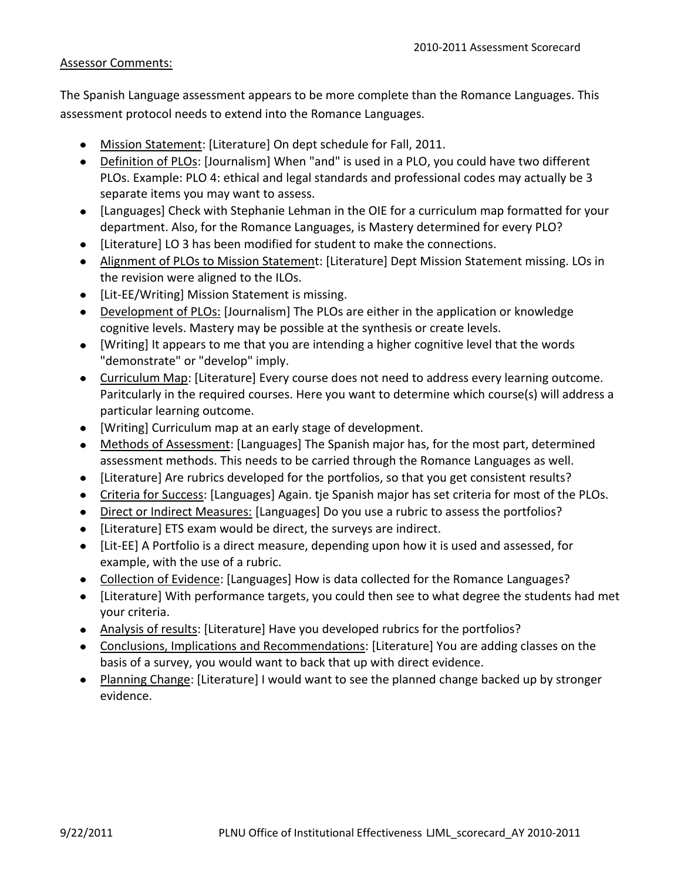Assessor Comments:

The Spanish Language assessment appears to be more complete than the Romance Languages. This assessment protocol needs to extend into the Romance Languages.

- Mission Statement: [Literature] On dept schedule for Fall, 2011.
- Definition of PLOs: [Journalism] When "and" is used in a PLO, you could have two different PLOs. Example: PLO 4: ethical and legal standards and professional codes may actually be 3 separate items you may want to assess.
- [Languages] Check with Stephanie Lehman in the OIE for a curriculum map formatted for your department. Also, for the Romance Languages, is Mastery determined for every PLO?
- [Literature] LO 3 has been modified for student to make the connections.
- Alignment of PLOs to Mission Statement: [Literature] Dept Mission Statement missing. LOs in the revision were aligned to the ILOs.
- [Lit-EE/Writing] Mission Statement is missing.
- Development of PLOs: [Journalism] The PLOs are either in the application or knowledge cognitive levels. Mastery may be possible at the synthesis or create levels.
- [Writing] It appears to me that you are intending a higher cognitive level that the words "demonstrate" or "develop" imply.
- Curriculum Map: [Literature] Every course does not need to address every learning outcome. Paritcularly in the required courses. Here you want to determine which course(s) will address a particular learning outcome.
- [Writing] Curriculum map at an early stage of development.
- Methods of Assessment: [Languages] The Spanish major has, for the most part, determined assessment methods. This needs to be carried through the Romance Languages as well.
- [Literature] Are rubrics developed for the portfolios, so that you get consistent results?
- Criteria for Success: [Languages] Again. tje Spanish major has set criteria for most of the PLOs.
- Direct or Indirect Measures: [Languages] Do you use a rubric to assess the portfolios?
- [Literature] ETS exam would be direct, the surveys are indirect.
- [Lit-EE] A Portfolio is a direct measure, depending upon how it is used and assessed, for example, with the use of a rubric.
- Collection of Evidence: [Languages] How is data collected for the Romance Languages?
- [Literature] With performance targets, you could then see to what degree the students had met your criteria.
- Analysis of results: [Literature] Have you developed rubrics for the portfolios?
- Conclusions, Implications and Recommendations: [Literature] You are adding classes on the basis of a survey, you would want to back that up with direct evidence.
- Planning Change: [Literature] I would want to see the planned change backed up by stronger evidence.